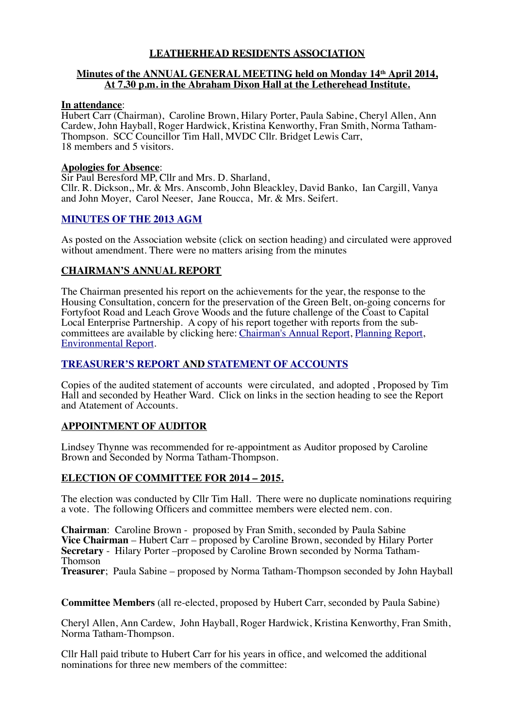## LEATHERHEAD RESIDENTS ASSOCIATION

### Minutes of the ANNUAL GENERAL MEETING held on Monday 14th April 2014, At 7.30 p.m. in the Abraham Dixon Hall at the Letherehead Institute.

**In attendance**:
Hubert Carr (Chairman), Caroline Brown, Hilary Porter, Paula Sabine, Cheryl Allen, Ann Cardew, John Hayball, Roger Hardwick, Kristina Kenworthy, Fran Smith, Norma Tatham-Thompson. SCC Councillor Tim Hall, MVDC Cllr. Bridget Lewis Carr, 18 members and 5 visitors.

**Apologies for Absence**:
Sir Paul Beresford MP, Cllr and Mrs. D. Sharland, Cllr. R. Dickson,, Mr. & Mrs. Anscomb, John Bleackley, David Banko, Ian Cargill, Vanya and John Moyer, Carol Neeser, Jane Roucca, Mr. & Mrs. Seifert.

### MINUTES OF THE 2013 AGM

As posted on the Association website (click on section heading) and circulated were approved without amendment. There were no matters arising from the minutes

### CHAIRMAN'S ANNUAL REPORT

The Chairman presented his report on the achievements for the year, the response to the Housing Consultation, concern for the preservation of the Green Belt, on-going concerns for Fortyfoot Road and Leach Grove Woods and the future challenge of the Coast to Capital Local Enterprise Partnership. A copy of his report together with reports from the sub-committees are available by clicking here: Chairman's Annual Report, Planning Report, Environmental Report.

### TREASURER'S REPORT AND STATEMENT OF ACCOUNTS

Copies of the audited statement of accounts were circulated, and adopted , Proposed by Tim Hall and seconded by Heather Ward. Click on links in the section heading to see the Report and Atatement of Accounts.

### APPOINTMENT OF AUDITOR

Lindsey Thynne was recommended for re-appointment as Auditor proposed by Caroline Brown and Seconded by Norma Tatham-Thompson.

### ELECTION OF COMMITTEE FOR 2014 – 2015.

The election was conducted by Cllr Tim Hall. There were no duplicate nominations requiring a vote. The following Officers and committee members were elected nem. con.

**Chairman**: Caroline Brown - proposed by Fran Smith, seconded by Paula Sabine
**Vice Chairman** – Hubert Carr – proposed by Caroline Brown, seconded by Hilary Porter
**Secretary** - Hilary Porter –proposed by Caroline Brown seconded by Norma Tatham-Thomson
**Treasurer**; Paula Sabine – proposed by Norma Tatham-Thompson seconded by John Hayball

**Committee Members** (all re-elected, proposed by Hubert Carr, seconded by Paula Sabine)

Cheryl Allen, Ann Cardew, John Hayball, Roger Hardwick, Kristina Kenworthy, Fran Smith, Norma Tatham-Thompson.

Cllr Hall paid tribute to Hubert Carr for his years in office, and welcomed the additional nominations for three new members of the committee: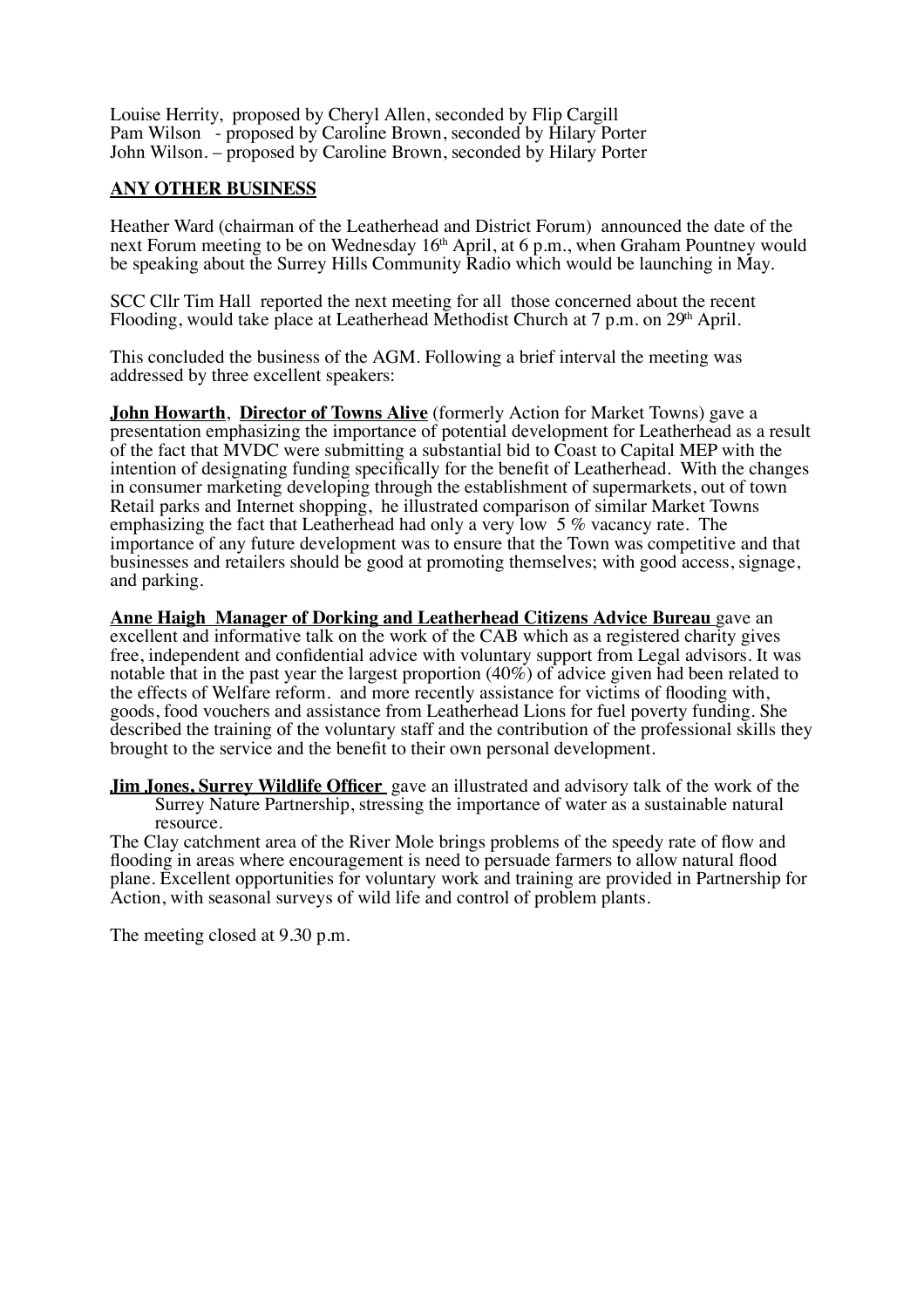Louise Herrity, proposed by Cheryl Allen, seconded by Flip Cargill
Pam Wilson - proposed by Caroline Brown, seconded by Hilary Porter
John Wilson. – proposed by Caroline Brown, seconded by Hilary Porter

## ANY OTHER BUSINESS

Heather Ward (chairman of the Leatherhead and District Forum) announced the date of the next Forum meeting to be on Wednesday 16th April, at 6 p.m., when Graham Pountney would be speaking about the Surrey Hills Community Radio which would be launching in May.

SCC Cllr Tim Hall reported the next meeting for all those concerned about the recent Flooding, would take place at Leatherhead Methodist Church at 7 p.m. on 29th April.

This concluded the business of the AGM. Following a brief interval the meeting was addressed by three excellent speakers:

**John Howarth**, **Director of Towns Alive** (formerly Action for Market Towns) gave a presentation emphasizing the importance of potential development for Leatherhead as a result of the fact that MVDC were submitting a substantial bid to Coast to Capital MEP with the intention of designating funding specifically for the benefit of Leatherhead. With the changes in consumer marketing developing through the establishment of supermarkets, out of town Retail parks and Internet shopping, he illustrated comparison of similar Market Towns emphasizing the fact that Leatherhead had only a very low 5 % vacancy rate. The importance of any future development was to ensure that the Town was competitive and that businesses and retailers should be good at promoting themselves; with good access, signage, and parking.

**Anne Haigh Manager of Dorking and Leatherhead Citizens Advice Bureau** gave an excellent and informative talk on the work of the CAB which as a registered charity gives free, independent and confidential advice with voluntary support from Legal advisors. It was notable that in the past year the largest proportion (40%) of advice given had been related to the effects of Welfare reform. and more recently assistance for victims of flooding with, goods, food vouchers and assistance from Leatherhead Lions for fuel poverty funding. She described the training of the voluntary staff and the contribution of the professional skills they brought to the service and the benefit to their own personal development.

**Jim Jones, Surrey Wildlife Officer** gave an illustrated and advisory talk of the work of the Surrey Nature Partnership, stressing the importance of water as a sustainable natural resource.

The Clay catchment area of the River Mole brings problems of the speedy rate of flow and flooding in areas where encouragement is need to persuade farmers to allow natural flood plane. Excellent opportunities for voluntary work and training are provided in Partnership for Action, with seasonal surveys of wild life and control of problem plants.

The meeting closed at 9.30 p.m.